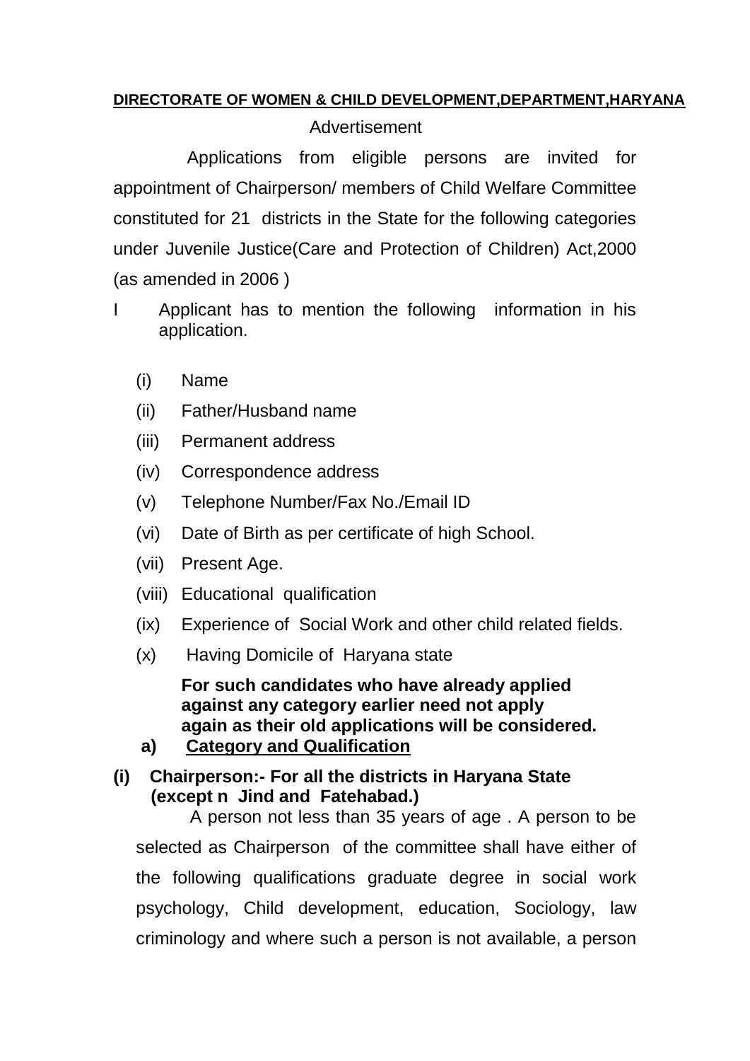**DIRECTORATE OF WOMEN & CHILD DEVELOPMENT,DEPARTMENT,HARYANA**

Advertisement

Applications from eligible persons are invited for appointment of Chairperson/ members of Child Welfare Committee constituted for 21 districts in the State for the following categories under Juvenile Justice(Care and Protection of Children) Act,2000 (as amended in 2006 )

I Applicant has to mention the following information in his application.

(i) Name

(ii) Father/Husband name

(iii) Permanent address

(iv) Correspondence address

(v) Telephone Number/Fax No./Email ID

(vi) Date of Birth as per certificate of high School.

(vii) Present Age.

(viii) Educational qualification

(ix) Experience of Social Work and other child related fields.

(x) Having Domicile of Haryana state

**For such candidates who have already applied against any category earlier need not apply again as their old applications will be considered.**

**a) Category and Qualification**

**(i) Chairperson:- For all the districts in Haryana State (except n Jind and Fatehabad.)**

A person not less than 35 years of age . A person to be selected as Chairperson of the committee shall have either of the following qualifications graduate degree in social work psychology, Child development, education, Sociology, law criminology and where such a person is not available, a person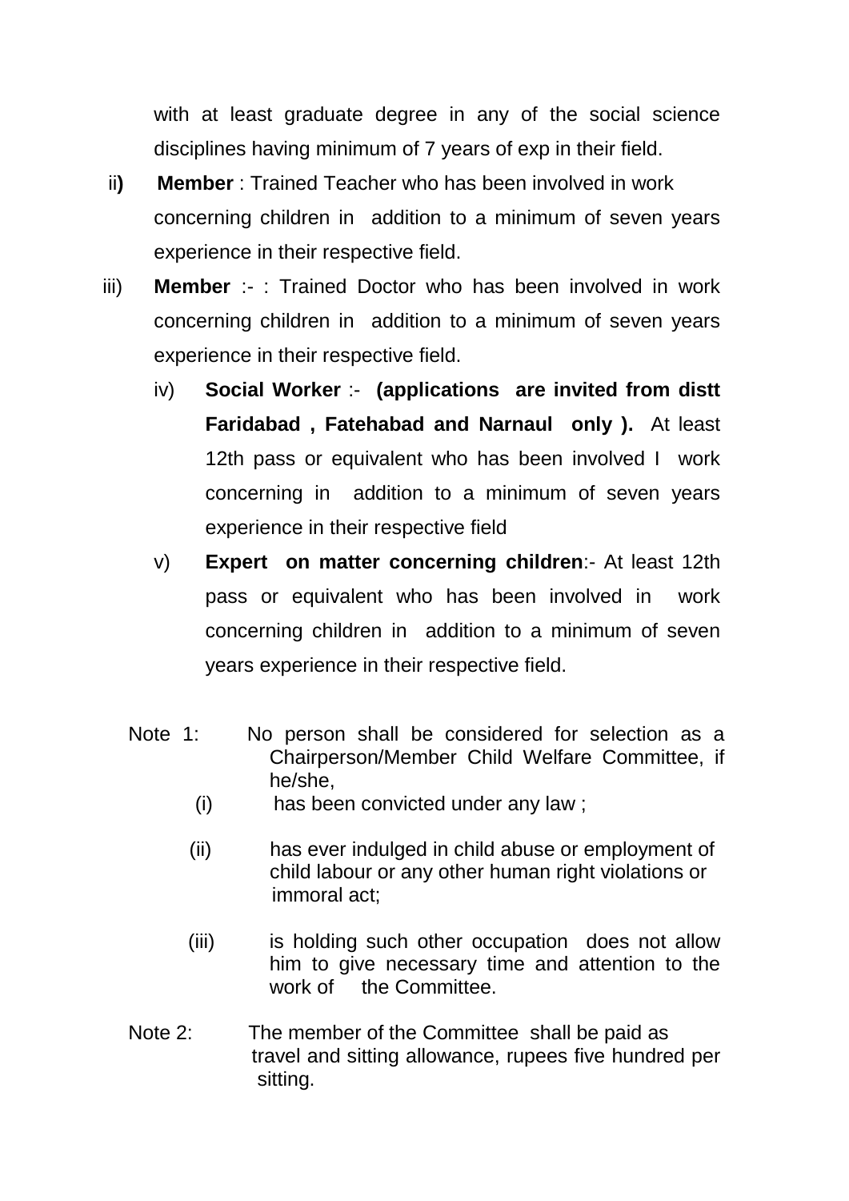with at least graduate degree in any of the social science disciplines having minimum of 7 years of exp in their field.

ii) **Member** : Trained Teacher who has been involved in work concerning children in addition to a minimum of seven years experience in their respective field.

iii) **Member** :- : Trained Doctor who has been involved in work concerning children in addition to a minimum of seven years experience in their respective field.

iv) **Social Worker** :- **(applications are invited from distt Faridabad , Fatehabad and Narnaul only ).** At least 12th pass or equivalent who has been involved I work concerning in addition to a minimum of seven years experience in their respective field

v) **Expert on matter concerning children**:- At least 12th pass or equivalent who has been involved in work concerning children in addition to a minimum of seven years experience in their respective field.

Note 1: No person shall be considered for selection as a Chairperson/Member Child Welfare Committee, if he/she,

(i) has been convicted under any law ;

(ii) has ever indulged in child abuse or employment of child labour or any other human right violations or immoral act;

(iii) is holding such other occupation does not allow him to give necessary time and attention to the work of the Committee.

Note 2: The member of the Committee shall be paid as travel and sitting allowance, rupees five hundred per sitting.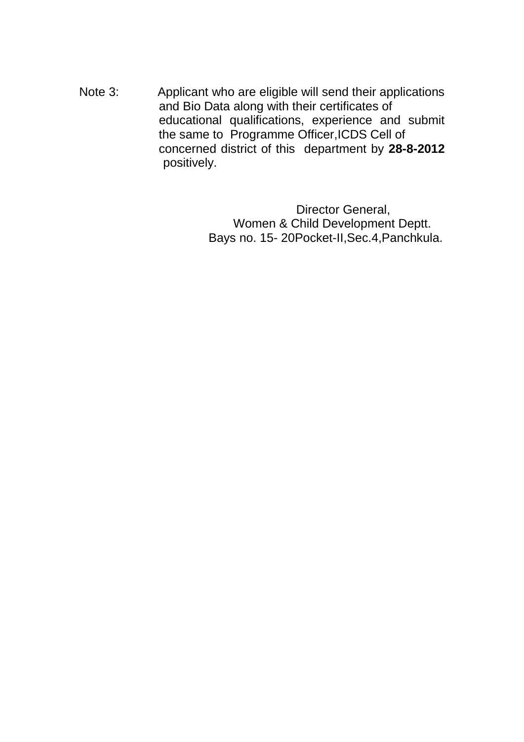Note 3: Applicant who are eligible will send their applications and Bio Data along with their certificates of educational qualifications, experience and submit the same to Programme Officer,ICDS Cell of concerned district of this department by **28-8-2012** positively.

Director General,
Women & Child Development Deptt.
Bays no. 15- 20Pocket-II,Sec.4,Panchkula.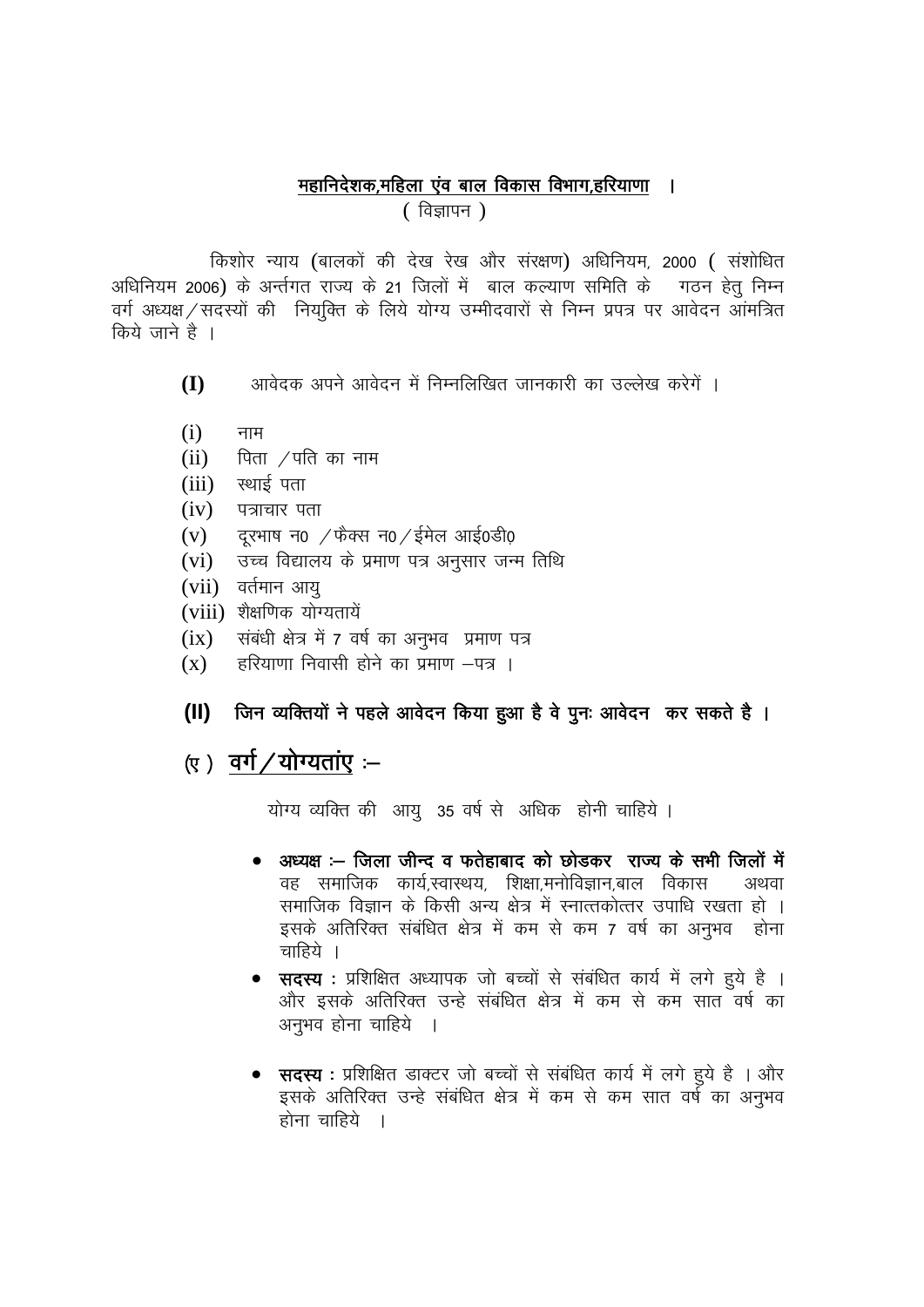**<u>महानिदेशक,महिला एंव बाल विकास विभाग,हरियाणा</u> ।**

( विज्ञापन )

किशोर न्याय (बालकों की देख रेख और संरक्षण) अधिनियम, 2000 ( संशोधित अधिनियम 2006) के अर्न्तगत राज्य के 21 जिलों में बाल कल्याण समिति के गठन हेतु निम्न वर्ग अध्यक्ष/सदस्यों की नियुक्ति के लिये योग्य उम्मीदवारों से निम्न प्रपत्र पर आवेदन आंमत्रित किये जाने है ।

**(I)** आवेदक अपने आवेदन में निम्नलिखित जानकारी का उल्लेख करेगें ।

- (i) नाम
- (ii) पिता /पति का नाम
- (iii) स्थाई पता
- (iv) पत्राचार पता
- (v) दूरभाष न0 /फैक्स न0/ईमेल आई0डी0
- (vi) उच्च विद्यालय के प्रमाण पत्र अनुसार जन्म तिथि
- (vii) वर्तमान आयु
- (viii) शैक्षणिक योग्यतायें
- (ix) संबंधी क्षेत्र में 7 वर्ष का अनुभव प्रमाण पत्र
- (x) हरियाणा निवासी होने का प्रमाण –पत्र ।

**(II) जिन व्यक्तियों ने पहले आवेदन किया हुआ है वे पुनः आवेदन कर सकते है ।**

## (ए ) <u>वर्ग/योग्यतांए</u> :–

योग्य व्यक्ति की आयु 35 वर्ष से अधिक होनी चाहिये ।

- **अध्यक्ष :– जिला जीन्द व फतेहाबाद को छोडकर राज्य के सभी जिलों में** वह समाजिक कार्य,स्वास्थय, शिक्षा,मनोविज्ञान,बाल विकास अथवा समाजिक विज्ञान के किसी अन्य क्षेत्र में स्नात्तकोत्तर उपाधि रखता हो । इसके अतिरिक्त संबंधित क्षेत्र में कम से कम 7 वर्ष का अनुभव होना चाहिये ।
- **सदस्य :** प्रशिक्षित अध्यापक जो बच्चों से संबंधित कार्य में लगे हुये है । और इसके अतिरिक्त उन्हे संबंधित क्षेत्र में कम से कम सात वर्ष का अनुभव होना चाहिये ।
- **सदस्य :** प्रशिक्षित डाक्टर जो बच्चों से संबंधित कार्य में लगे हुये है । और इसके अतिरिक्त उन्हे संबंधित क्षेत्र में कम से कम सात वर्ष का अनुभव होना चाहिये ।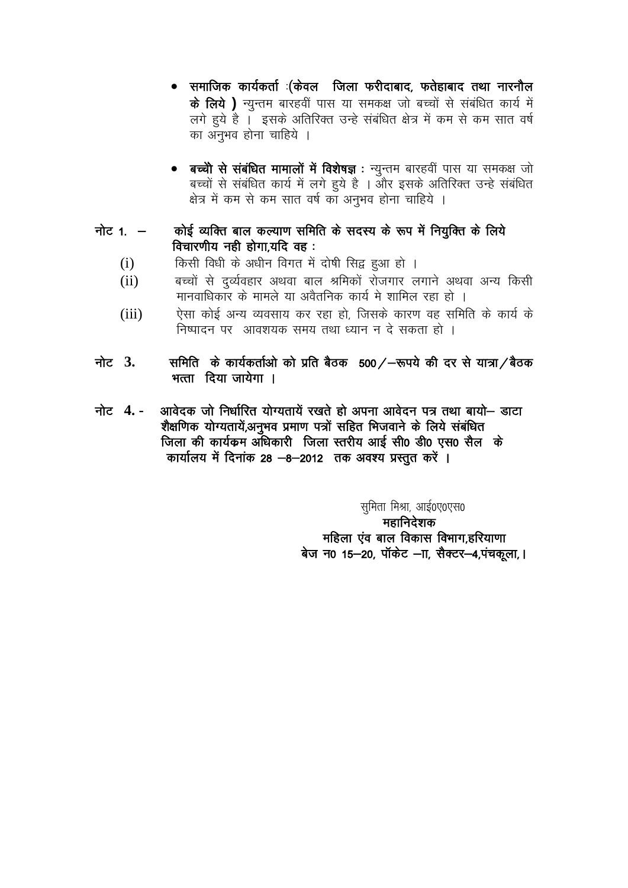- **समाजिक कार्यकर्ता :(केवल जिला फरीदाबाद, फतेहाबाद तथा नारनौल के लिये )** न्युन्तम बारहवीं पास या समकक्ष जो बच्चों से संबंधित कार्य में लगे हुये है । इसके अतिरिक्त उन्हे संबंधित क्षेत्र में कम से कम सात वर्ष का अनुभव होना चाहिये ।

- **बच्चौ से संबंधित मामालों में विशेषज्ञ :** न्युन्तम बारहवीं पास या समकक्ष जो बच्चों से संबंधित कार्य में लगे हुये है । और इसके अतिरिक्त उन्हे संबंधित क्षेत्र में कम से कम सात वर्ष का अनुभव होना चाहिये ।

**नोट 1. – कोई व्यक्ति बाल कल्याण समिति के सदस्य के रूप में नियुक्ति के लिये विचारणीय नही होगा,यदि वह :**

(i) किसी विधी के अधीन विगत में दोषी सिद्व हुआ हो ।

(ii) बच्चों से दुर्व्यवहार अथवा बाल श्रमिकों रोजगार लगाने अथवा अन्य किसी मानवाधिकार के मामले या अवैतनिक कार्य मे शामिल रहा हो ।

(iii) ऐसा कोई अन्य व्यवसाय कर रहा हो, जिसके कारण वह समिति के कार्य के निष्पादन पर आवशयक समय तथा ध्यान न दे सकता हो ।

**नोट 3. समिति के कार्यकर्ताओ को प्रति बैठक 500/–रूपये की दर से यात्रा/बैठक भत्ता दिया जायेगा ।**

**नोट 4. - आवेदक जो निर्धारित योग्यतायें रखते हो अपना आवेदन पत्र तथा बायो– डाटा शैक्षणिक योग्यतायें,अनुभव प्रमाण पत्रों सहित भिजवाने के लिये संबंधित जिला की कार्यकम अधिकारी जिला स्तरीय आई सी0 डी0 एस0 सैल के कार्यालय में दिनांक 28 –8–2012 तक अवश्य प्रस्तुत करें ।**

सुमिता मिश्रा, आई0ए0एस0

**महानिदेशक**

**महिला एंव बाल विकास विभाग,हरियाणा**

**बेज न0 15–20, पॉकेट –ाा, सैक्टर–4,पंचकूला,।**